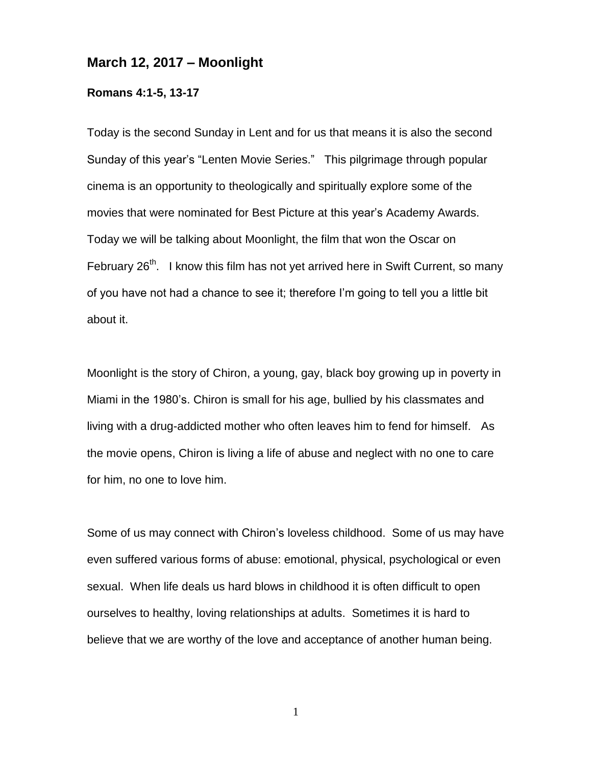## March 12, 2017 – Moonlight

### Romans 4:1-5, 13-17

Today is the second Sunday in Lent and for us that means it is also the second Sunday of this year's "Lenten Movie Series." This pilgrimage through popular cinema is an opportunity to theologically and spiritually explore some of the movies that were nominated for Best Picture at this year's Academy Awards. Today we will be talking about Moonlight, the film that won the Oscar on February 26th. I know this film has not yet arrived here in Swift Current, so many of you have not had a chance to see it; therefore I'm going to tell you a little bit about it.

Moonlight is the story of Chiron, a young, gay, black boy growing up in poverty in Miami in the 1980's. Chiron is small for his age, bullied by his classmates and living with a drug-addicted mother who often leaves him to fend for himself. As the movie opens, Chiron is living a life of abuse and neglect with no one to care for him, no one to love him.

Some of us may connect with Chiron's loveless childhood. Some of us may have even suffered various forms of abuse: emotional, physical, psychological or even sexual. When life deals us hard blows in childhood it is often difficult to open ourselves to healthy, loving relationships at adults. Sometimes it is hard to believe that we are worthy of the love and acceptance of another human being.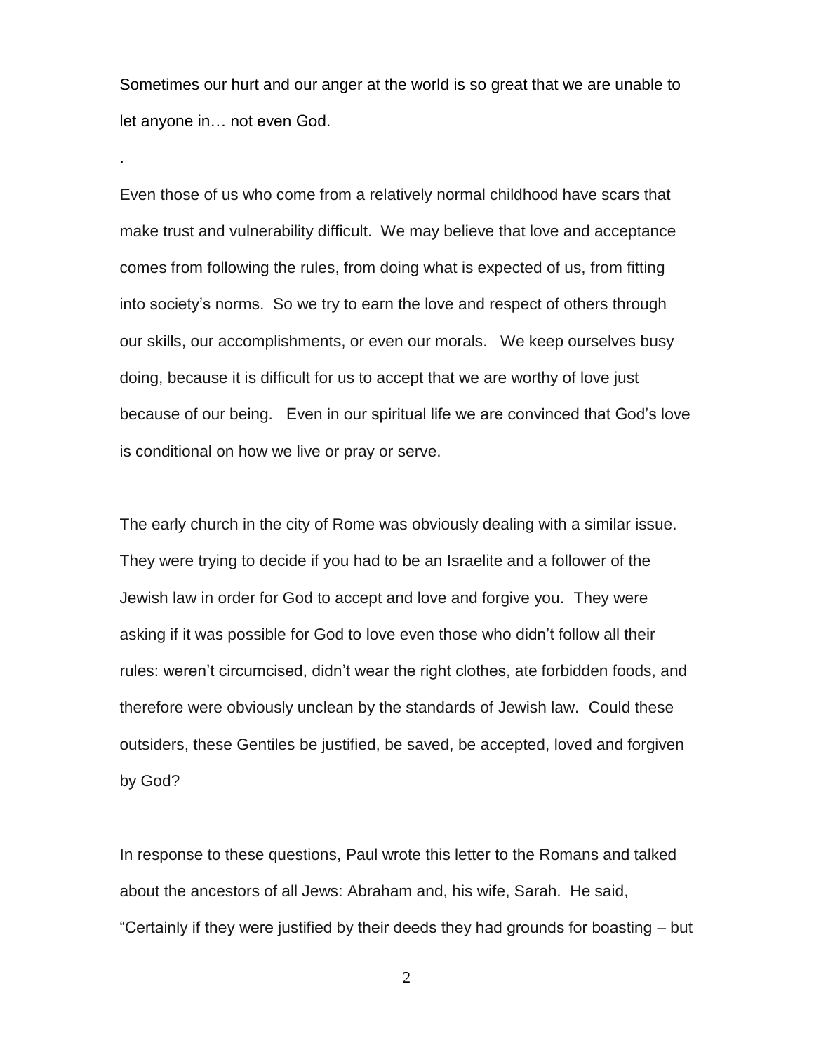Sometimes our hurt and our anger at the world is so great that we are unable to let anyone in… not even God.

.

Even those of us who come from a relatively normal childhood have scars that make trust and vulnerability difficult. We may believe that love and acceptance comes from following the rules, from doing what is expected of us, from fitting into society's norms. So we try to earn the love and respect of others through our skills, our accomplishments, or even our morals. We keep ourselves busy doing, because it is difficult for us to accept that we are worthy of love just because of our being. Even in our spiritual life we are convinced that God's love is conditional on how we live or pray or serve.

The early church in the city of Rome was obviously dealing with a similar issue. They were trying to decide if you had to be an Israelite and a follower of the Jewish law in order for God to accept and love and forgive you. They were asking if it was possible for God to love even those who didn't follow all their rules: weren't circumcised, didn't wear the right clothes, ate forbidden foods, and therefore were obviously unclean by the standards of Jewish law. Could these outsiders, these Gentiles be justified, be saved, be accepted, loved and forgiven by God?

In response to these questions, Paul wrote this letter to the Romans and talked about the ancestors of all Jews: Abraham and, his wife, Sarah. He said, "Certainly if they were justified by their deeds they had grounds for boasting – but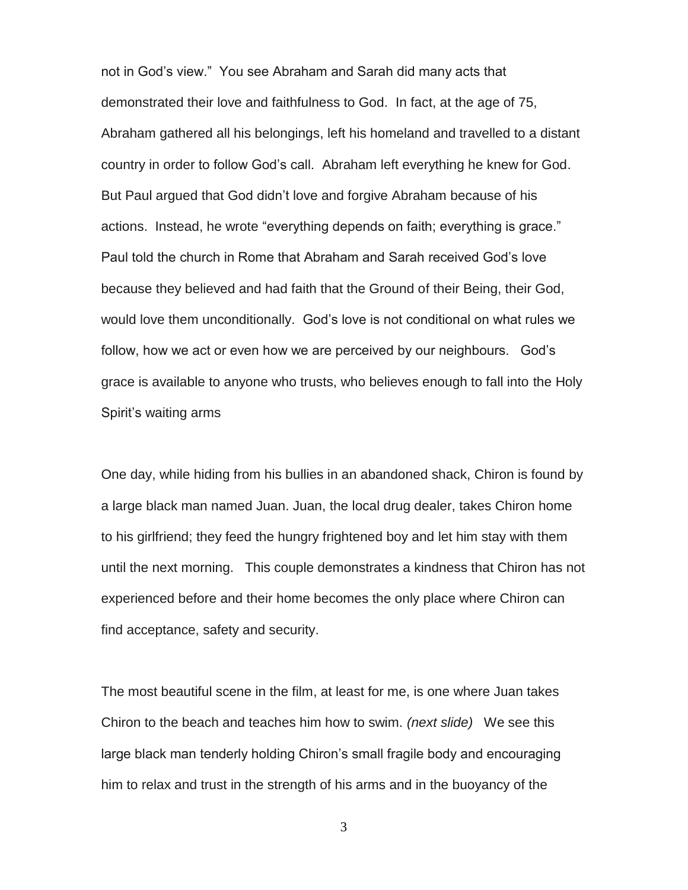not in God's view." You see Abraham and Sarah did many acts that demonstrated their love and faithfulness to God. In fact, at the age of 75, Abraham gathered all his belongings, left his homeland and travelled to a distant country in order to follow God's call. Abraham left everything he knew for God. But Paul argued that God didn't love and forgive Abraham because of his actions. Instead, he wrote "everything depends on faith; everything is grace." Paul told the church in Rome that Abraham and Sarah received God's love because they believed and had faith that the Ground of their Being, their God, would love them unconditionally. God's love is not conditional on what rules we follow, how we act or even how we are perceived by our neighbours. God's grace is available to anyone who trusts, who believes enough to fall into the Holy Spirit's waiting arms

One day, while hiding from his bullies in an abandoned shack, Chiron is found by a large black man named Juan. Juan, the local drug dealer, takes Chiron home to his girlfriend; they feed the hungry frightened boy and let him stay with them until the next morning. This couple demonstrates a kindness that Chiron has not experienced before and their home becomes the only place where Chiron can find acceptance, safety and security.

The most beautiful scene in the film, at least for me, is one where Juan takes Chiron to the beach and teaches him how to swim. *(next slide)* We see this large black man tenderly holding Chiron's small fragile body and encouraging him to relax and trust in the strength of his arms and in the buoyancy of the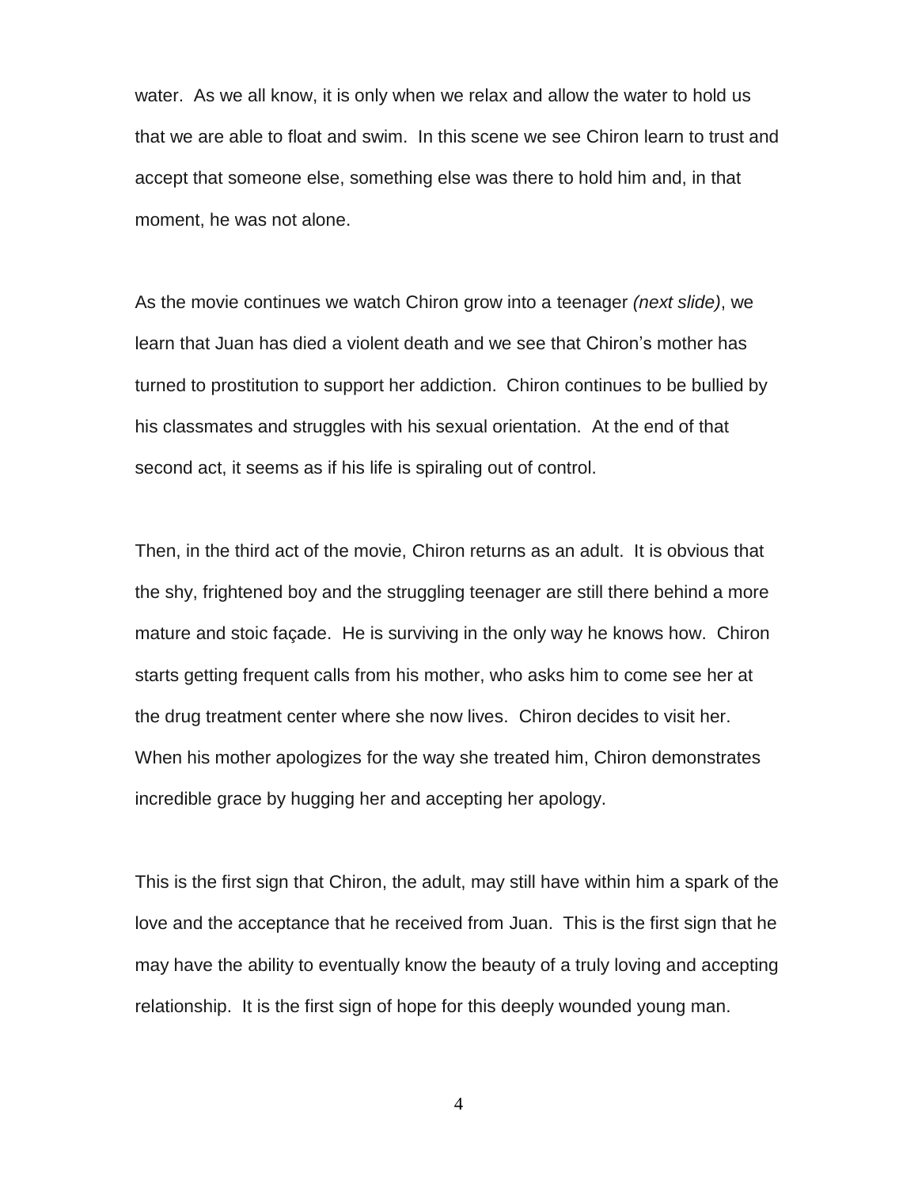water. As we all know, it is only when we relax and allow the water to hold us that we are able to float and swim. In this scene we see Chiron learn to trust and accept that someone else, something else was there to hold him and, in that moment, he was not alone.

As the movie continues we watch Chiron grow into a teenager *(next slide)*, we learn that Juan has died a violent death and we see that Chiron's mother has turned to prostitution to support her addiction. Chiron continues to be bullied by his classmates and struggles with his sexual orientation. At the end of that second act, it seems as if his life is spiraling out of control.

Then, in the third act of the movie, Chiron returns as an adult. It is obvious that the shy, frightened boy and the struggling teenager are still there behind a more mature and stoic façade. He is surviving in the only way he knows how. Chiron starts getting frequent calls from his mother, who asks him to come see her at the drug treatment center where she now lives. Chiron decides to visit her. When his mother apologizes for the way she treated him, Chiron demonstrates incredible grace by hugging her and accepting her apology.

This is the first sign that Chiron, the adult, may still have within him a spark of the love and the acceptance that he received from Juan. This is the first sign that he may have the ability to eventually know the beauty of a truly loving and accepting relationship. It is the first sign of hope for this deeply wounded young man.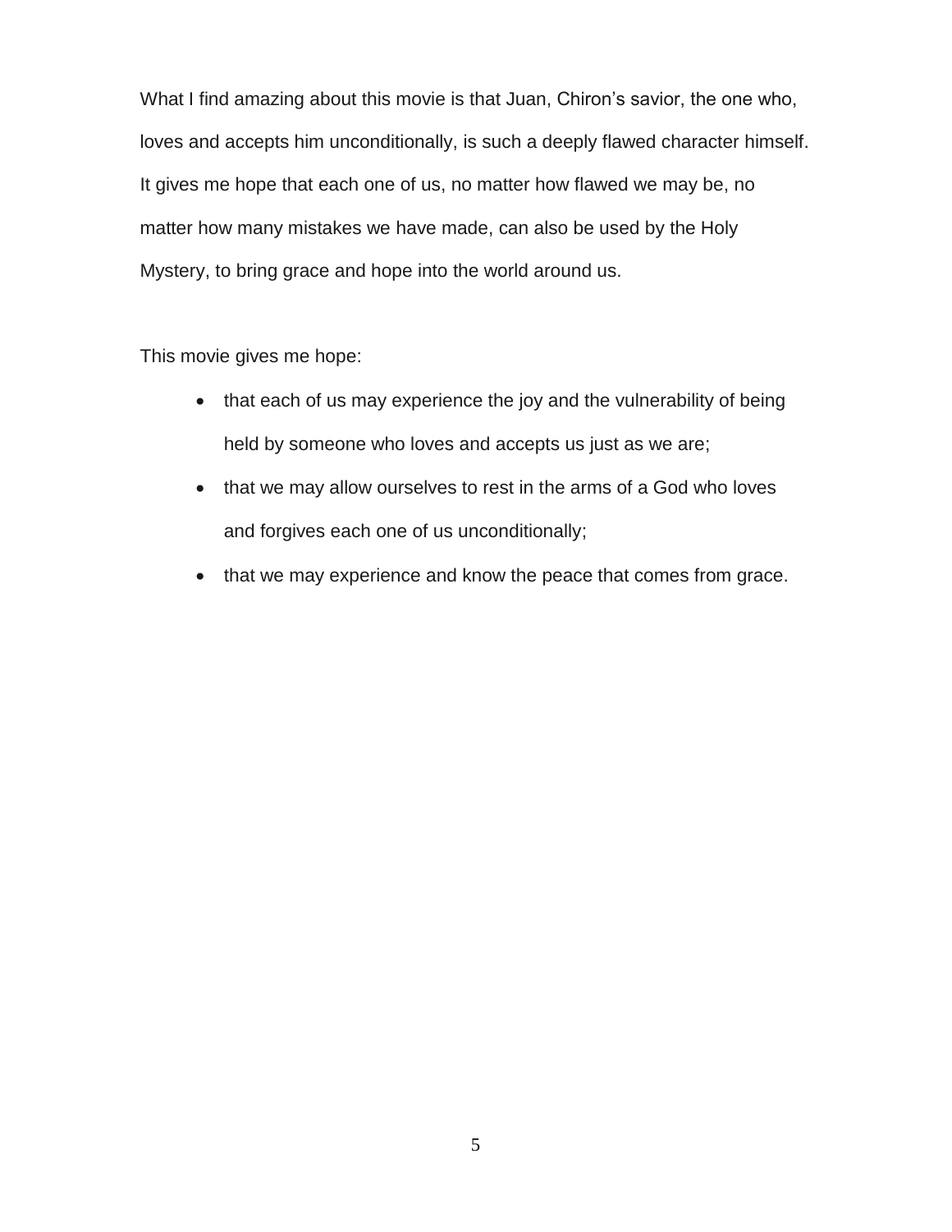What I find amazing about this movie is that Juan, Chiron's savior, the one who, loves and accepts him unconditionally, is such a deeply flawed character himself. It gives me hope that each one of us, no matter how flawed we may be, no matter how many mistakes we have made, can also be used by the Holy Mystery, to bring grace and hope into the world around us.

This movie gives me hope:

- that each of us may experience the joy and the vulnerability of being held by someone who loves and accepts us just as we are;
- that we may allow ourselves to rest in the arms of a God who loves and forgives each one of us unconditionally;
- that we may experience and know the peace that comes from grace.